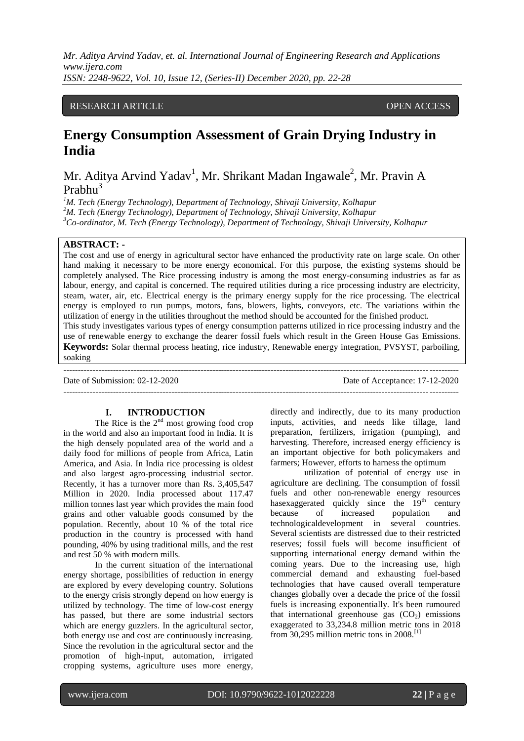RESEARCH ARTICLE OPEN ACCESS

# Energy Consumption Assessment of Grain Drying Industry in India

Mr. Aditya Arvind Yadav[1], Mr. Shrikant Madan Ingawale[2], Mr. Pravin A Prabhu[3]

[1]*M. Tech (Energy Technology), Department of Technology, Shivaji University, Kolhapur*
[2]*M. Tech (Energy Technology), Department of Technology, Shivaji University, Kolhapur*
[3]*Co-ordinator, M. Tech (Energy Technology), Department of Technology, Shivaji University, Kolhapur*

**ABSTRACT: -**

The cost and use of energy in agricultural sector have enhanced the productivity rate on large scale. On other hand making it necessary to be more energy economical. For this purpose, the existing systems should be completely analysed. The Rice processing industry is among the most energy-consuming industries as far as labour, energy, and capital is concerned. The required utilities during a rice processing industry are electricity, steam, water, air, etc. Electrical energy is the primary energy supply for the rice processing. The electrical energy is employed to run pumps, motors, fans, blowers, lights, conveyors, etc. The variations within the utilization of energy in the utilities throughout the method should be accounted for the finished product.

This study investigates various types of energy consumption patterns utilized in rice processing industry and the use of renewable energy to exchange the dearer fossil fuels which result in the Green House Gas Emissions.

**Keywords:** Solar thermal process heating, rice industry, Renewable energy integration, PVSYST, parboiling, soaking

---

Date of Submission: 02-12-2020 Date of Acceptance: 17-12-2020

---

## I. INTRODUCTION

The Rice is the 2nd most growing food crop in the world and also an important food in India. It is the high densely populated area of the world and a daily food for millions of people from Africa, Latin America, and Asia. In India rice processing is oldest and also largest agro-processing industrial sector. Recently, it has a turnover more than Rs. 3,405,547 Million in 2020. India processed about 117.47 million tonnes last year which provides the main food grains and other valuable goods consumed by the population. Recently, about 10 % of the total rice production in the country is processed with hand pounding, 40% by using traditional mills, and the rest and rest 50 % with modern mills.

In the current situation of the international energy shortage, possibilities of reduction in energy are explored by every developing country. Solutions to the energy crisis strongly depend on how energy is utilized by technology. The time of low-cost energy has passed, but there are some industrial sectors which are energy guzzlers. In the agricultural sector, both energy use and cost are continuously increasing. Since the revolution in the agricultural sector and the promotion of high-input, automation, irrigated cropping systems, agriculture uses more energy, directly and indirectly, due to its many production inputs, activities, and needs like tillage, land preparation, fertilizers, irrigation (pumping), and harvesting. Therefore, increased energy efficiency is an important objective for both policymakers and farmers; However, efforts to harness the optimum

utilization of potential of energy use in agriculture are declining. The consumption of fossil fuels and other non-renewable energy resources hasexaggerated quickly since the 19th century because of increased population and technologicaldevelopment in several countries. Several scientists are distressed due to their restricted reserves; fossil fuels will become insufficient of supporting international energy demand within the coming years. Due to the increasing use, high commercial demand and exhausting fuel-based technologies that have caused overall temperature changes globally over a decade the price of the fossil fuels is increasing exponentially. It's been rumoured that international greenhouse gas ($CO_2$) emissions exaggerated to 33,234.8 million metric tons in 2018 from 30,295 million metric tons in 2008.[1]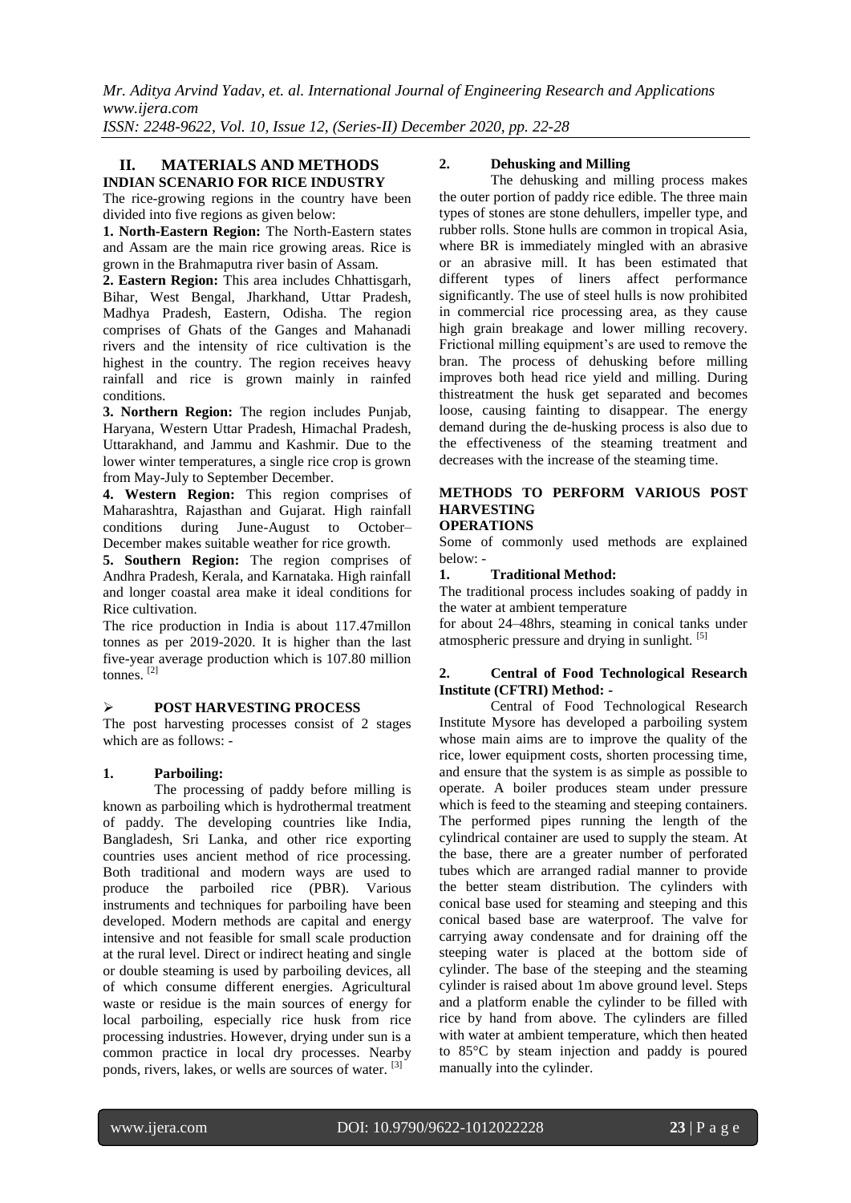## II. MATERIALS AND METHODS

### INDIAN SCENARIO FOR RICE INDUSTRY

The rice-growing regions in the country have been divided into five regions as given below:

**1. North-Eastern Region:** The North-Eastern states and Assam are the main rice growing areas. Rice is grown in the Brahmaputra river basin of Assam.

**2. Eastern Region:** This area includes Chhattisgarh, Bihar, West Bengal, Jharkhand, Uttar Pradesh, Madhya Pradesh, Eastern, Odisha. The region comprises of Ghats of the Ganges and Mahanadi rivers and the intensity of rice cultivation is the highest in the country. The region receives heavy rainfall and rice is grown mainly in rainfed conditions.

**3. Northern Region:** The region includes Punjab, Haryana, Western Uttar Pradesh, Himachal Pradesh, Uttarakhand, and Jammu and Kashmir. Due to the lower winter temperatures, a single rice crop is grown from May-July to September December.

**4. Western Region:** This region comprises of Maharashtra, Rajasthan and Gujarat. High rainfall conditions during June-August to October–December makes suitable weather for rice growth.

**5. Southern Region:** The region comprises of Andhra Pradesh, Kerala, and Karnataka. High rainfall and longer coastal area make it ideal conditions for Rice cultivation.

The rice production in India is about 117.47millon tonnes as per 2019-2020. It is higher than the last five-year average production which is 107.80 million tonnes. [2]

### POST HARVESTING PROCESS

The post harvesting processes consist of 2 stages which are as follows: -

#### 1. Parboiling:

The processing of paddy before milling is known as parboiling which is hydrothermal treatment of paddy. The developing countries like India, Bangladesh, Sri Lanka, and other rice exporting countries uses ancient method of rice processing. Both traditional and modern ways are used to produce the parboiled rice (PBR). Various instruments and techniques for parboiling have been developed. Modern methods are capital and energy intensive and not feasible for small scale production at the rural level. Direct or indirect heating and single or double steaming is used by parboiling devices, all of which consume different energies. Agricultural waste or residue is the main sources of energy for local parboiling, especially rice husk from rice processing industries. However, drying under sun is a common practice in local dry processes. Nearby ponds, rivers, lakes, or wells are sources of water. [3]

#### 2. Dehusking and Milling

The dehusking and milling process makes the outer portion of paddy rice edible. The three main types of stones are stone dehullers, impeller type, and rubber rolls. Stone hulls are common in tropical Asia, where BR is immediately mingled with an abrasive or an abrasive mill. It has been estimated that different types of liners affect performance significantly. The use of steel hulls is now prohibited in commercial rice processing area, as they cause high grain breakage and lower milling recovery. Frictional milling equipment's are used to remove the bran. The process of dehusking before milling improves both head rice yield and milling. During thistreatment the husk get separated and becomes loose, causing fainting to disappear. The energy demand during the de-husking process is also due to the effectiveness of the steaming treatment and decreases with the increase of the steaming time.

### METHODS TO PERFORM VARIOUS POST HARVESTING OPERATIONS

Some of commonly used methods are explained below: -

#### 1. Traditional Method:

The traditional process includes soaking of paddy in the water at ambient temperature for about 24–48hrs, steaming in conical tanks under atmospheric pressure and drying in sunlight. [5]

#### 2. Central of Food Technological Research Institute (CFTRI) Method: -

Central of Food Technological Research Institute Mysore has developed a parboiling system whose main aims are to improve the quality of the rice, lower equipment costs, shorten processing time, and ensure that the system is as simple as possible to operate. A boiler produces steam under pressure which is feed to the steaming and steeping containers. The performed pipes running the length of the cylindrical container are used to supply the steam. At the base, there are a greater number of perforated tubes which are arranged radial manner to provide the better steam distribution. The cylinders with conical base used for steaming and steeping and this conical based base are waterproof. The valve for carrying away condensate and for draining off the steeping water is placed at the bottom side of cylinder. The base of the steeping and the steaming cylinder is raised about 1m above ground level. Steps and a platform enable the cylinder to be filled with rice by hand from above. The cylinders are filled with water at ambient temperature, which then heated to 85°C by steam injection and paddy is poured manually into the cylinder.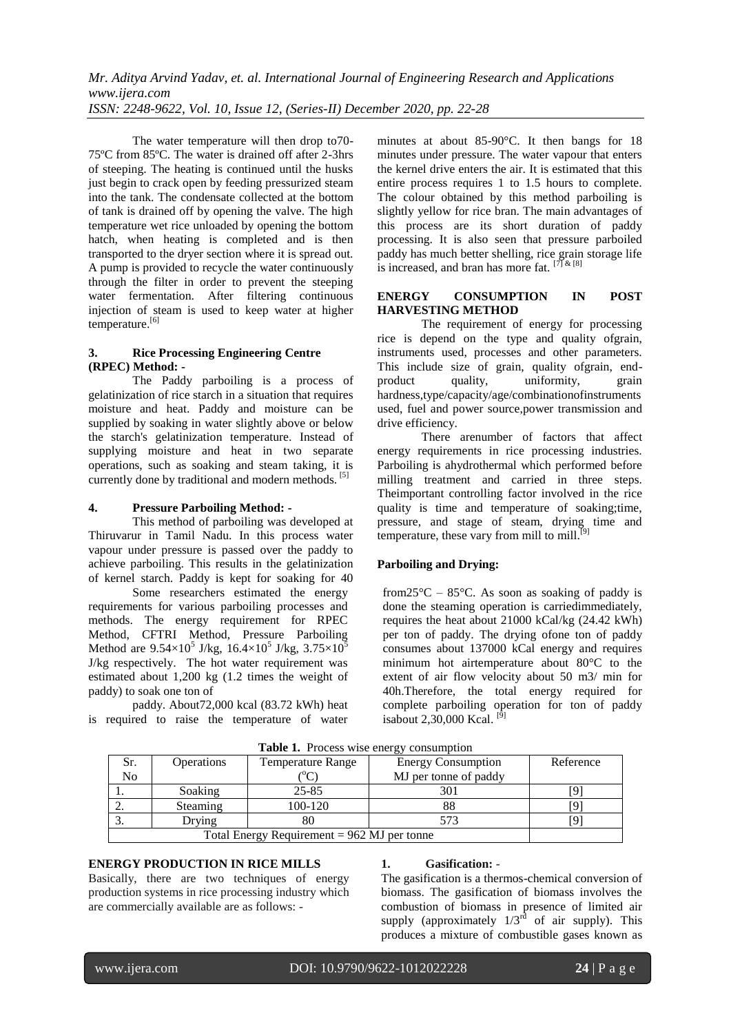The water temperature will then drop to70-75ºC from 85ºC. The water is drained off after 2-3hrs of steeping. The heating is continued until the husks just begin to crack open by feeding pressurized steam into the tank. The condensate collected at the bottom of tank is drained off by opening the valve. The high temperature wet rice unloaded by opening the bottom hatch, when heating is completed and is then transported to the dryer section where it is spread out. A pump is provided to recycle the water continuously through the filter in order to prevent the steeping water fermentation. After filtering continuous injection of steam is used to keep water at higher temperature.[6]

### 3. Rice Processing Engineering Centre (RPEC) Method: -

The Paddy parboiling is a process of gelatinization of rice starch in a situation that requires moisture and heat. Paddy and moisture can be supplied by soaking in water slightly above or below the starch's gelatinization temperature. Instead of supplying moisture and heat in two separate operations, such as soaking and steam taking, it is currently done by traditional and modern methods. [5]

### 4. Pressure Parboiling Method: -

This method of parboiling was developed at Thiruvarur in Tamil Nadu. In this process water vapour under pressure is passed over the paddy to achieve parboiling. This results in the gelatinization of kernel starch. Paddy is kept for soaking for 40 minutes at about 85-90°C. It then bangs for 18 minutes under pressure. The water vapour that enters the kernel drive enters the air. It is estimated that this entire process requires 1 to 1.5 hours to complete. The colour obtained by this method parboiling is slightly yellow for rice bran. The main advantages of this process are its short duration of paddy processing. It is also seen that pressure parboiled paddy has much better shelling, rice grain storage life is increased, and bran has more fat. [7] & [8]

## ENERGY CONSUMPTION IN POST HARVESTING METHOD

The requirement of energy for processing rice is depend on the type and quality ofgrain, instruments used, processes and other parameters. This include size of grain, quality ofgrain, end-product quality, uniformity, grain hardness,type/capacity/age/combinationofinstruments used, fuel and power source,power transmission and drive efficiency.

There arenumber of factors that affect energy requirements in rice processing industries. Parboiling is ahydrothermal which performed before milling treatment and carried in three steps. Theimportant controlling factor involved in the rice quality is time and temperature of soaking;time, pressure, and stage of steam, drying time and temperature, these vary from mill to mill.[9]

### Parboiling and Drying:

Some researchers estimated the energy requirements for various parboiling processes and methods. The energy requirement for RPEC Method, CFTRI Method, Pressure Parboiling Method are $9.54\times10^5$ J/kg, $16.4\times10^5$ J/kg, $3.75\times10^5$ J/kg respectively. The hot water requirement was estimated about 1,200 kg (1.2 times the weight of paddy) to soak one ton of paddy. About72,000 kcal (83.72 kWh) heat is required to raise the temperature of water from25°C – 85°C. As soon as soaking of paddy is done the steaming operation is carriedimmediately, requires the heat about 21000 kCal/kg (24.42 kWh) per ton of paddy. The drying ofone ton of paddy consumes about 137000 kCal energy and requires minimum hot airtemperature about 80°C to the extent of air flow velocity about 50 m3/ min for 40h.Therefore, the total energy required for complete parboiling operation for ton of paddy isabout 2,30,000 Kcal. [9]

**Table 1.** Process wise energy consumption

| Sr. No | Operations | Temperature Range (°C) | Energy Consumption MJ per tonne of paddy | Reference |
|---|---|---|---|---|
| 1. | Soaking | 25-85 | 301 | [9] |
| 2. | Steaming | 100-120 | 88 | [9] |
| 3. | Drying | 80 | 573 | [9] |
| Total Energy Requirement = 962 MJ per tonne | | | | |

## ENERGY PRODUCTION IN RICE MILLS

Basically, there are two techniques of energy production systems in rice processing industry which are commercially available are as follows: -

### 1. Gasification: -

The gasification is a thermos-chemical conversion of biomass. The gasification of biomass involves the combustion of biomass in presence of limited air supply (approximately 1/3rd of air supply). This produces a mixture of combustible gases known as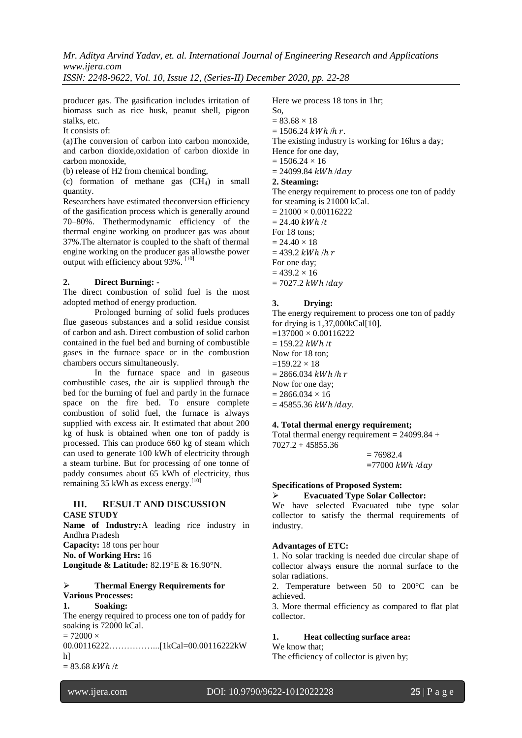producer gas. The gasification includes irritation of biomass such as rice husk, peanut shell, pigeon stalks, etc.

It consists of:

(a)The conversion of carbon into carbon monoxide, and carbon dioxide,oxidation of carbon dioxide in carbon monoxide,

(b) release of H2 from chemical bonding,

(c) formation of methane gas ($CH_4$) in small quantity.

Researchers have estimated theconversion efficiency of the gasification process which is generally around 70–80%. Thethermodynamic efficiency of the thermal engine working on producer gas was about 37%.The alternator is coupled to the shaft of thermal engine working on the producer gas allowsthe power output with efficiency about 93%. [10]

**2. Direct Burning: -**

The direct combustion of solid fuel is the most adopted method of energy production.

Prolonged burning of solid fuels produces flue gaseous substances and a solid residue consist of carbon and ash. Direct combustion of solid carbon contained in the fuel bed and burning of combustible gases in the furnace space or in the combustion chambers occurs simultaneously.

In the furnace space and in gaseous combustible cases, the air is supplied through the bed for the burning of fuel and partly in the furnace space on the fire bed. To ensure complete combustion of solid fuel, the furnace is always supplied with excess air. It estimated that about 200 kg of husk is obtained when one ton of paddy is processed. This can produce 660 kg of steam which can used to generate 100 kWh of electricity through a steam turbine. But for processing of one tonne of paddy consumes about 65 kWh of electricity, thus remaining 35 kWh as excess energy.[10]

## III. RESULT AND DISCUSSION

**CASE STUDY**

**Name of Industry:**A leading rice industry in Andhra Pradesh

**Capacity:** 18 tons per hour

**No. of Working Hrs:** 16

**Longitude & Latitude:** 82.19°E & 16.90°N.

- **Thermal Energy Requirements for Various Processes:**

**1. Soaking:**

The energy required to process one ton of paddy for soaking is 72000 kCal.

$= 72000 \times 00.00116222$……………...[1kCal=00.00116222kWh]

$= 83.68\ kWh/t$

Here we process 18 tons in 1hr;

So,

$= 83.68 \times 18$

$= 1506.24\ kWh/hr$.

The existing industry is working for 16hrs a day;

Hence for one day,

$= 1506.24 \times 16$

$= 24099.84\ kWh/day$

**2. Steaming:**

The energy requirement to process one ton of paddy for steaming is 21000 kCal.

$= 21000 \times 0.00116222$

$= 24.40\ kWh/t$

For 18 tons;

$= 24.40 \times 18$

$= 439.2\ kWh/hr$

For one day;

$= 439.2 \times 16$

$= 7027.2\ kWh/day$

**3. Drying:**

The energy requirement to process one ton of paddy for drying is 1,37,000kCal[10].

$=137000 \times 0.00116222$

$= 159.22\ kWh/t$

Now for 18 ton;

$=159.22 \times 18$

$= 2866.034\ kWh/hr$

Now for one day;

$= 2866.034 \times 16$

$= 45855.36\ kWh/day$.

**4. Total thermal energy requirement;**

Total thermal energy requirement $= 24099.84 + 7027.2 + 45855.36$

$= 76982.4$

$=77000\ kWh/day$

**Specifications of Proposed System:**

- **Evacuated Type Solar Collector:**

We have selected Evacuated tube type solar collector to satisfy the thermal requirements of industry.

**Advantages of ETC:**

1. No solar tracking is needed due circular shape of collector always ensure the normal surface to the solar radiations.
2. Temperature between 50 to 200°C can be achieved.
3. More thermal efficiency as compared to flat plat collector.

**1. Heat collecting surface area:**

We know that;

The efficiency of collector is given by;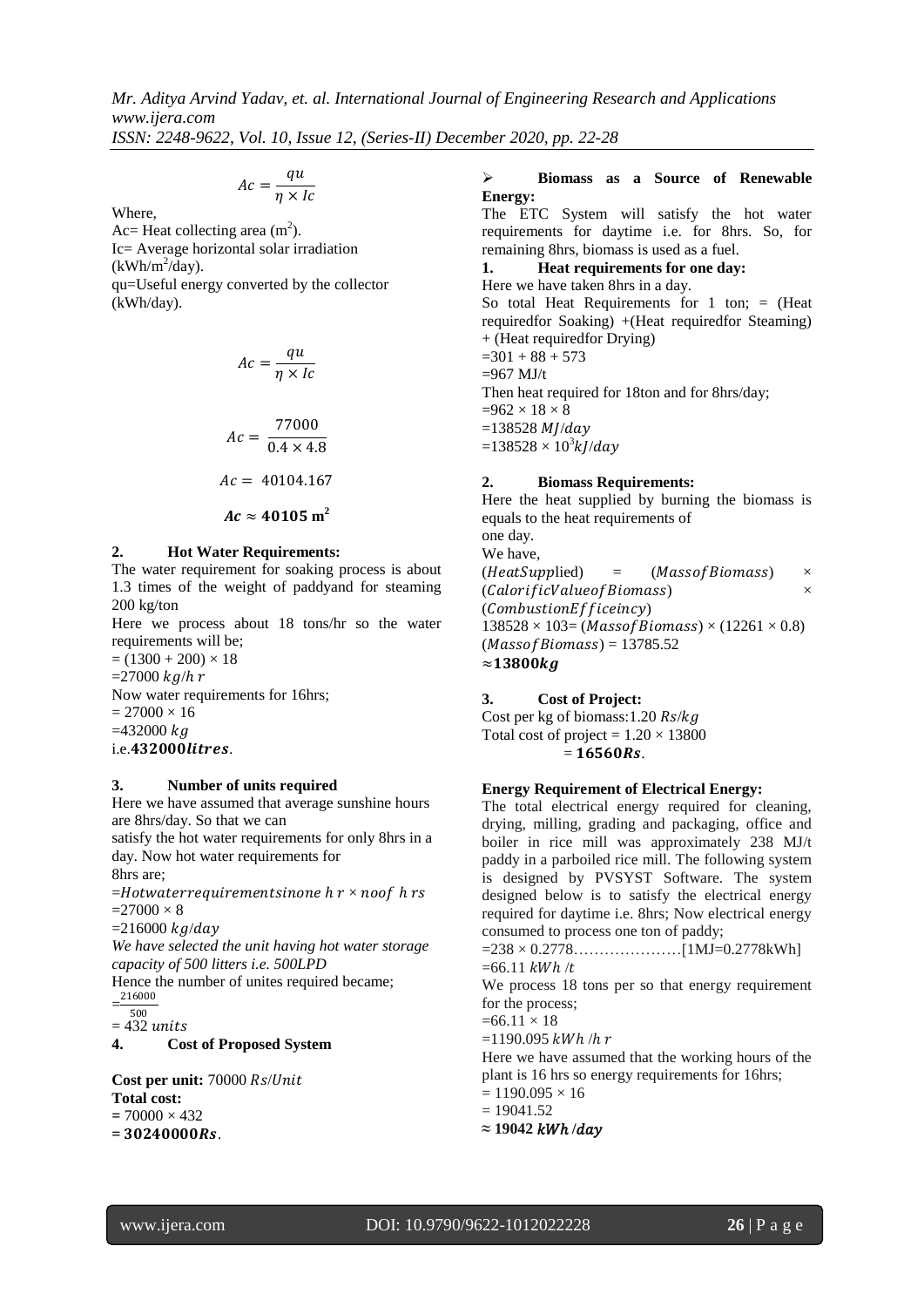$$Ac = \frac{qu}{\eta \times Ic}$$

Where,
Ac= Heat collecting area ($m^2$).
Ic= Average horizontal solar irradiation ($kWh/m^2/day$).
qu=Useful energy converted by the collector (kWh/day).

$$Ac = \frac{qu}{\eta \times Ic}$$

$$Ac = \frac{77000}{0.4 \times 4.8}$$

$$Ac = 40104.167$$

$$\boldsymbol{Ac \approx 40105\ m^2}$$

**2. Hot Water Requirements:**

The water requirement for soaking process is about 1.3 times of the weight of paddyand for steaming 200 kg/ton

Here we process about 18 tons/hr so the water requirements will be;
$= (1300 + 200) \times 18$
$=27000\ kg/hr$
Now water requirements for 16hrs;
$= 27000 \times 16$
$=432000\ kg$
i.e.$\boldsymbol{432000 litres}$.

**3. Number of units required**

Here we have assumed that average sunshine hours are 8hrs/day. So that we can
satisfy the hot water requirements for only 8hrs in a day. Now hot water requirements for
8hrs are;
$=Hotwaterrequirementsinone\ hr \times noof\ hrs$
$=27000 \times 8$
$=216000\ kg/day$
*We have selected the unit having hot water storage capacity of 500 litters i.e. 500LPD*
Hence the number of unites required became;
$=\frac{216000}{500}$
$= 432\ units$

**4. Cost of Proposed System**

**Cost per unit:** 70000 $Rs/Unit$
**Total cost:**
**=** $70000 \times 432$
**=** $\boldsymbol{30240000Rs}$.

➢ **Biomass as a Source of Renewable Energy:**

The ETC System will satisfy the hot water requirements for daytime i.e. for 8hrs. So, for remaining 8hrs, biomass is used as a fuel.

**1. Heat requirements for one day:**

Here we have taken 8hrs in a day.
So total Heat Requirements for 1 ton; = (Heat requiredfor Soaking) +(Heat requiredfor Steaming) + (Heat requiredfor Drying)
$=301 + 88 + 573$
=967 MJ/t
Then heat required for 18ton and for 8hrs/day;
$=962 \times 18 \times 8$
$=138528\ MJ/day$
$=138528 \times 10^3 kJ/day$

**2. Biomass Requirements:**

Here the heat supplied by burning the biomass is equals to the heat requirements of
one day.
We have,
$(HeatSupplied) = (MassofBiomass) \times (CalorificValueofBiomass) \times (CombustionEfficeincy)$
$138528 \times 103 = (MassofBiomass) \times (12261 \times 0.8)$
$(MassofBiomass) = 13785.52$
$\boldsymbol{\approx 13800kg}$

**3. Cost of Project:**

Cost per kg of biomass:1.20 $Rs/kg$
Total cost of project $= 1.20 \times 13800$
$= \boldsymbol{16560Rs}$.

**Energy Requirement of Electrical Energy:**

The total electrical energy required for cleaning, drying, milling, grading and packaging, office and boiler in rice mill was approximately 238 MJ/t paddy in a parboiled rice mill. The following system is designed by PVSYST Software. The system designed below is to satisfy the electrical energy required for daytime i.e. 8hrs; Now electrical energy consumed to process one ton of paddy;
$=238 \times 0.2778$…………………[1MJ=0.2778kWh]
$=66.11\ kWh/t$
We process 18 tons per so that energy requirement for the process;
$=66.11 \times 18$
$=1190.095\ kWh/hr$
Here we have assumed that the working hours of the plant is 16 hrs so energy requirements for 16hrs;
$= 1190.095 \times 16$
$= 19041.52$
$\boldsymbol{\approx 19042\ kWh/day}$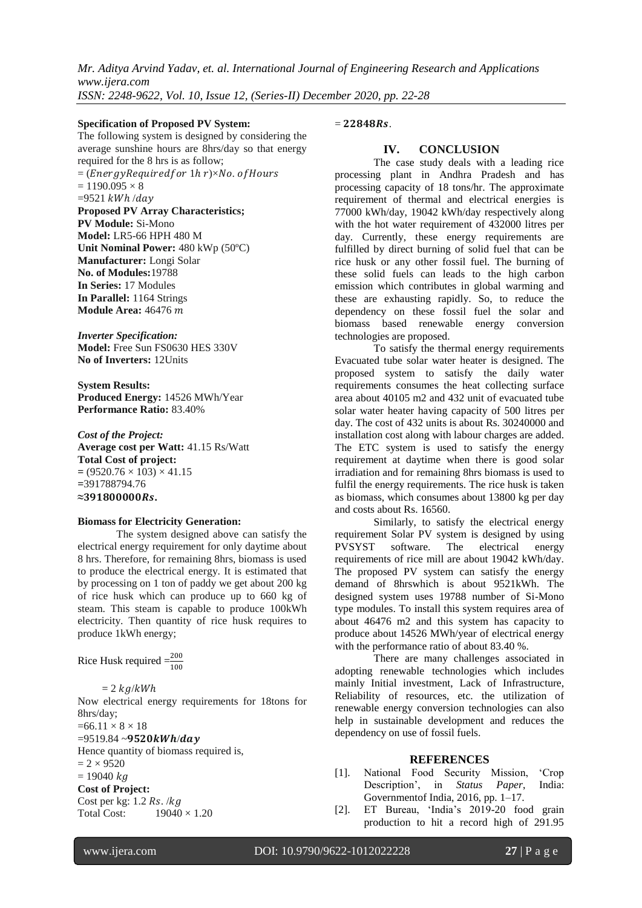**Specification of Proposed PV System:**

The following system is designed by considering the average sunshine hours are 8hrs/day so that energy required for the 8 hrs is as follow;

$= (Energy Required for\ 1hr) \times No.\ of Hours$

$= 1190.095 \times 8$

$= 9521\ kWh/day$

**Proposed PV Array Characteristics;**

**PV Module:** Si-Mono

**Model:** LR5-66 HPH 480 M

**Unit Nominal Power:** 480 kWp (50ºC)

**Manufacturer:** Longi Solar

**No. of Modules:** 19788

**In Series:** 17 Modules

**In Parallel:** 1164 Strings

**Module Area:** 46476 $m$

***Inverter Specification:***

**Model:** Free Sun FS0630 HES 330V

**No of Inverters:** 12Units

**System Results:**

**Produced Energy:** 14526 MWh/Year

**Performance Ratio:** 83.40%

***Cost of the Project:***

**Average cost per Watt:** 41.15 Rs/Watt

**Total Cost of project:**

$= (9520.76 \times 103) \times 41.15$

$= 391788794.76$

$\approx \mathbf{391800000 Rs.}$

**Biomass for Electricity Generation:**

The system designed above can satisfy the electrical energy requirement for only daytime about 8 hrs. Therefore, for remaining 8hrs, biomass is used to produce the electrical energy. It is estimated that by processing on 1 ton of paddy we get about 200 kg of rice husk which can produce up to 660 kg of steam. This steam is capable to produce 100kWh electricity. Then quantity of rice husk requires to produce 1kWh energy;

Rice Husk required $= \frac{200}{100}$

$= 2\ kg/kWh$

Now electrical energy requirements for 18tons for 8hrs/day;

$= 66.11 \times 8 \times 18$

$= 9519.84 \sim \mathbf{9520 kWh/day}$

Hence quantity of biomass required is,

$= 2 \times 9520$

$= 19040\ kg$

**Cost of Project:**

Cost per kg: 1.2 $Rs./kg$

Total Cost: $19040 \times 1.20$

$= \mathbf{22848 Rs}.$

## IV. CONCLUSION

The case study deals with a leading rice processing plant in Andhra Pradesh and has processing capacity of 18 tons/hr. The approximate requirement of thermal and electrical energies is 77000 kWh/day, 19042 kWh/day respectively along with the hot water requirement of 432000 litres per day. Currently, these energy requirements are fulfilled by direct burning of solid fuel that can be rice husk or any other fossil fuel. The burning of these solid fuels can leads to the high carbon emission which contributes in global warming and these are exhausting rapidly. So, to reduce the dependency on these fossil fuel the solar and biomass based renewable energy conversion technologies are proposed.

To satisfy the thermal energy requirements Evacuated tube solar water heater is designed. The proposed system to satisfy the daily water requirements consumes the heat collecting surface area about 40105 m2 and 432 unit of evacuated tube solar water heater having capacity of 500 litres per day. The cost of 432 units is about Rs. 30240000 and installation cost along with labour charges are added. The ETC system is used to satisfy the energy requirement at daytime when there is good solar irradiation and for remaining 8hrs biomass is used to fulfil the energy requirements. The rice husk is taken as biomass, which consumes about 13800 kg per day and costs about Rs. 16560.

Similarly, to satisfy the electrical energy requirement Solar PV system is designed by using PVSYST software. The electrical energy requirements of rice mill are about 19042 kWh/day. The proposed PV system can satisfy the energy demand of 8hrswhich is about 9521kWh. The designed system uses 19788 number of Si-Mono type modules. To install this system requires area of about 46476 m2 and this system has capacity to produce about 14526 MWh/year of electrical energy with the performance ratio of about 83.40 %.

There are many challenges associated in adopting renewable technologies which includes mainly Initial investment, Lack of Infrastructure, Reliability of resources, etc. the utilization of renewable energy conversion technologies can also help in sustainable development and reduces the dependency on use of fossil fuels.

## REFERENCES

[1]. National Food Security Mission, 'Crop Description', in *Status Paper*, India: Governmentof India, 2016, pp. 1–17.

[2]. ET Bureau, 'India's 2019-20 food grain production to hit a record high of 291.95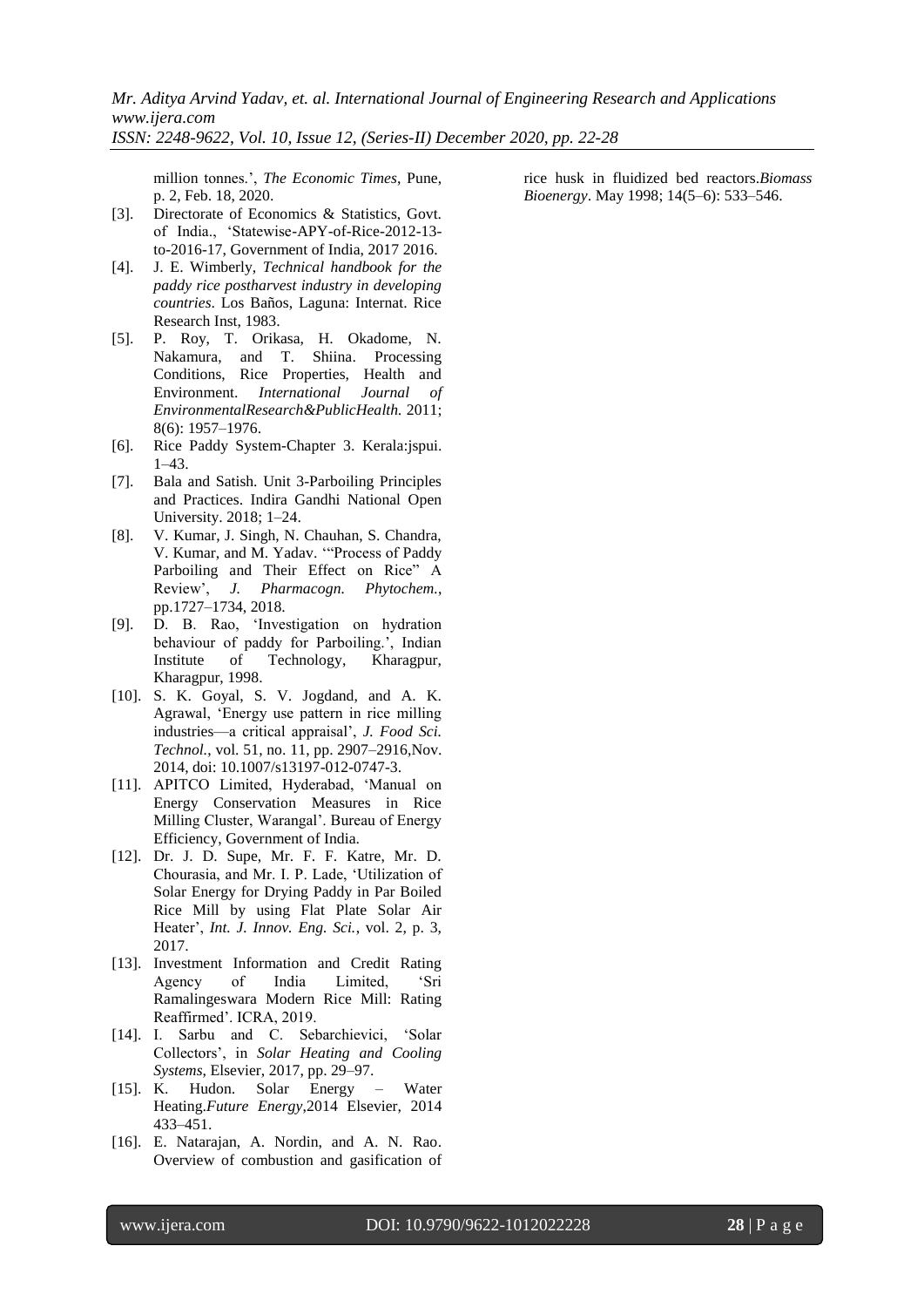million tonnes.', *The Economic Times*, Pune, p. 2, Feb. 18, 2020.

[3]. Directorate of Economics & Statistics, Govt. of India., 'Statewise-APY-of-Rice-2012-13-to-2016-17, Government of India, 2017 2016.

[4]. J. E. Wimberly, *Technical handbook for the paddy rice postharvest industry in developing countries*. Los Baños, Laguna: Internat. Rice Research Inst, 1983.

[5]. P. Roy, T. Orikasa, H. Okadome, N. Nakamura, and T. Shiina. Processing Conditions, Rice Properties, Health and Environment. *International Journal of EnvironmentalResearch&PublicHealth.* 2011; 8(6): 1957–1976.

[6]. Rice Paddy System-Chapter 3. Kerala:jspui. 1–43.

[7]. Bala and Satish. Unit 3-Parboiling Principles and Practices. Indira Gandhi National Open University. 2018; 1–24.

[8]. V. Kumar, J. Singh, N. Chauhan, S. Chandra, V. Kumar, and M. Yadav. '"Process of Paddy Parboiling and Their Effect on Rice" A Review', *J. Pharmacogn. Phytochem.*, pp.1727–1734, 2018.

[9]. D. B. Rao, 'Investigation on hydration behaviour of paddy for Parboiling.', Indian Institute of Technology, Kharagpur, Kharagpur, 1998.

[10]. S. K. Goyal, S. V. Jogdand, and A. K. Agrawal, 'Energy use pattern in rice milling industries—a critical appraisal', *J. Food Sci. Technol.*, vol. 51, no. 11, pp. 2907–2916,Nov. 2014, doi: 10.1007/s13197-012-0747-3.

[11]. APITCO Limited, Hyderabad, 'Manual on Energy Conservation Measures in Rice Milling Cluster, Warangal'. Bureau of Energy Efficiency, Government of India.

[12]. Dr. J. D. Supe, Mr. F. F. Katre, Mr. D. Chourasia, and Mr. I. P. Lade, 'Utilization of Solar Energy for Drying Paddy in Par Boiled Rice Mill by using Flat Plate Solar Air Heater', *Int. J. Innov. Eng. Sci.*, vol. 2, p. 3, 2017.

[13]. Investment Information and Credit Rating Agency of India Limited, 'Sri Ramalingeswara Modern Rice Mill: Rating Reaffirmed'. ICRA, 2019.

[14]. I. Sarbu and C. Sebarchievici, 'Solar Collectors', in *Solar Heating and Cooling Systems*, Elsevier, 2017, pp. 29–97.

[15]. K. Hudon. Solar Energy – Water Heating.*Future Energy*,2014 Elsevier, 2014 433–451.

[16]. E. Natarajan, A. Nordin, and A. N. Rao. Overview of combustion and gasification of rice husk in fluidized bed reactors.*Biomass Bioenergy*. May 1998; 14(5–6): 533–546.